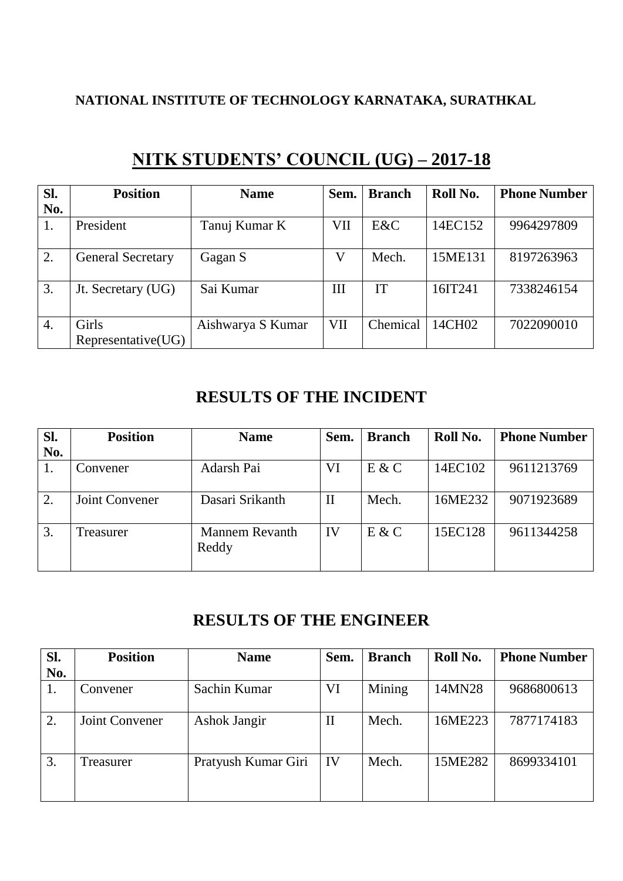**NATIONAL INSTITUTE OF TECHNOLOGY KARNATAKA, SURATHKAL**

# NITK STUDENTS' COUNCIL (UG) – 2017-18

| Sl. No. | Position | Name | Sem. | Branch | Roll No. | Phone Number |
|---|---|---|---|---|---|---|
| 1. | President | Tanuj Kumar K | VII | E&C | 14EC152 | 9964297809 |
| 2. | General Secretary | Gagan S | V | Mech. | 15ME131 | 8197263963 |
| 3. | Jt. Secretary (UG) | Sai Kumar | III | IT | 16IT241 | 7338246154 |
| 4. | Girls Representative(UG) | Aishwarya S Kumar | VII | Chemical | 14CH02 | 7022090010 |

## RESULTS OF THE INCIDENT

| Sl. No. | Position | Name | Sem. | Branch | Roll No. | Phone Number |
|---|---|---|---|---|---|---|
| 1. | Convener | Adarsh Pai | VI | E & C | 14EC102 | 9611213769 |
| 2. | Joint Convener | Dasari Srikanth | II | Mech. | 16ME232 | 9071923689 |
| 3. | Treasurer | Mannem Revanth Reddy | IV | E & C | 15EC128 | 9611344258 |

## RESULTS OF THE ENGINEER

| Sl. No. | Position | Name | Sem. | Branch | Roll No. | Phone Number |
|---|---|---|---|---|---|---|
| 1. | Convener | Sachin Kumar | VI | Mining | 14MN28 | 9686800613 |
| 2. | Joint Convener | Ashok Jangir | II | Mech. | 16ME223 | 7877174183 |
| 3. | Treasurer | Pratyush Kumar Giri | IV | Mech. | 15ME282 | 8699334101 |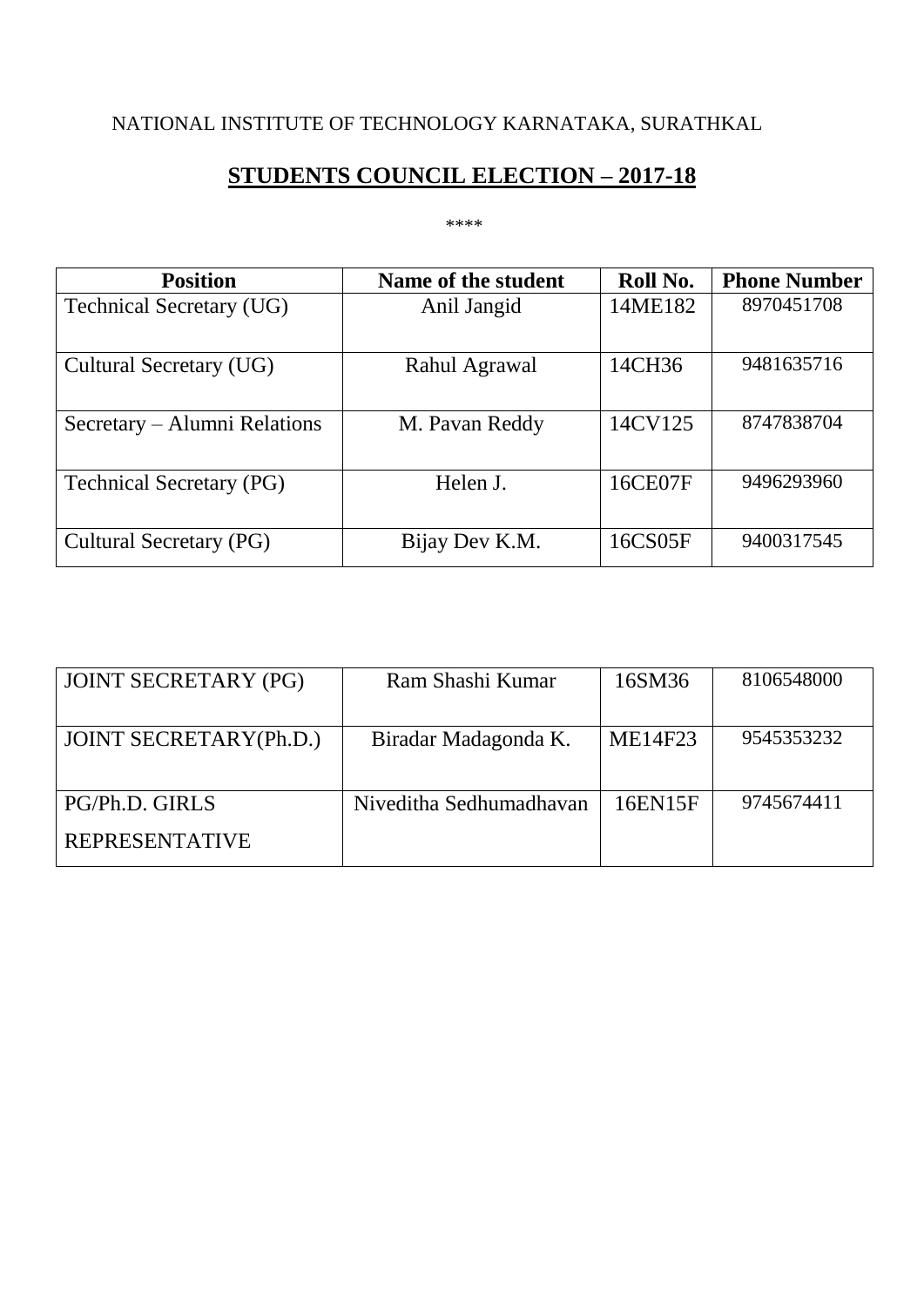NATIONAL INSTITUTE OF TECHNOLOGY KARNATAKA, SURATHKAL

## STUDENTS COUNCIL ELECTION – 2017-18

****

| Position | Name of the student | Roll No. | Phone Number |
|---|---|---|---|
| Technical Secretary (UG) | Anil Jangid | 14ME182 | 8970451708 |
| Cultural Secretary (UG) | Rahul Agrawal | 14CH36 | 9481635716 |
| Secretary – Alumni Relations | M. Pavan Reddy | 14CV125 | 8747838704 |
| Technical Secretary (PG) | Helen J. | 16CE07F | 9496293960 |
| Cultural Secretary (PG) | Bijay Dev K.M. | 16CS05F | 9400317545 |
| JOINT SECRETARY (PG) | Ram Shashi Kumar | 16SM36 | 8106548000 |
| JOINT SECRETARY(Ph.D.) | Biradar Madagonda K. | ME14F23 | 9545353232 |
| PG/Ph.D. GIRLS REPRESENTATIVE | Niveditha Sedhumadhavan | 16EN15F | 9745674411 |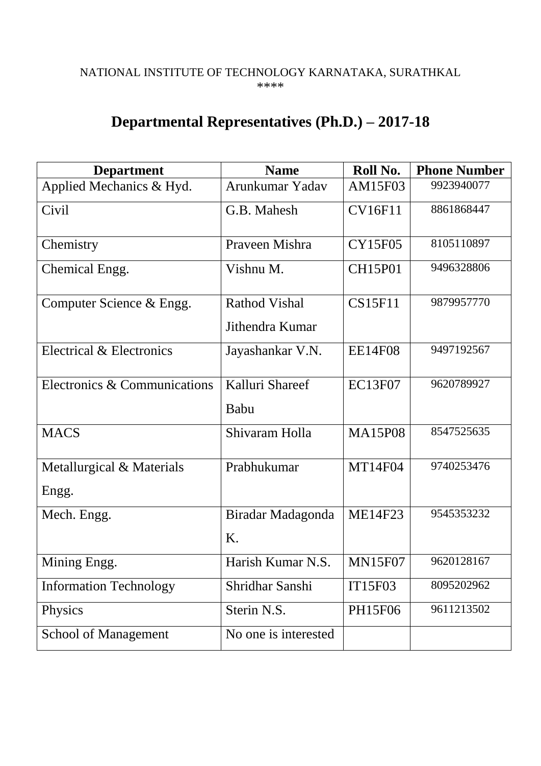NATIONAL INSTITUTE OF TECHNOLOGY KARNATAKA, SURATHKAL

****

# Departmental Representatives (Ph.D.) – 2017-18

| Department | Name | Roll No. | Phone Number |
| --- | --- | --- | --- |
| Applied Mechanics & Hyd. | Arunkumar Yadav | AM15F03 | 9923940077 |
| Civil | G.B. Mahesh | CV16F11 | 8861868447 |
| Chemistry | Praveen Mishra | CY15F05 | 8105110897 |
| Chemical Engg. | Vishnu M. | CH15P01 | 9496328806 |
| Computer Science & Engg. | Rathod Vishal Jithendra Kumar | CS15F11 | 9879957770 |
| Electrical & Electronics | Jayashankar V.N. | EE14F08 | 9497192567 |
| Electronics & Communications | Kalluri Shareef Babu | EC13F07 | 9620789927 |
| MACS | Shivaram Holla | MA15P08 | 8547525635 |
| Metallurgical & Materials Engg. | Prabhukumar | MT14F04 | 9740253476 |
| Mech. Engg. | Biradar Madagonda K. | ME14F23 | 9545353232 |
| Mining Engg. | Harish Kumar N.S. | MN15F07 | 9620128167 |
| Information Technology | Shridhar Sanshi | IT15F03 | 8095202962 |
| Physics | Sterin N.S. | PH15F06 | 9611213502 |
| School of Management | No one is interested | | |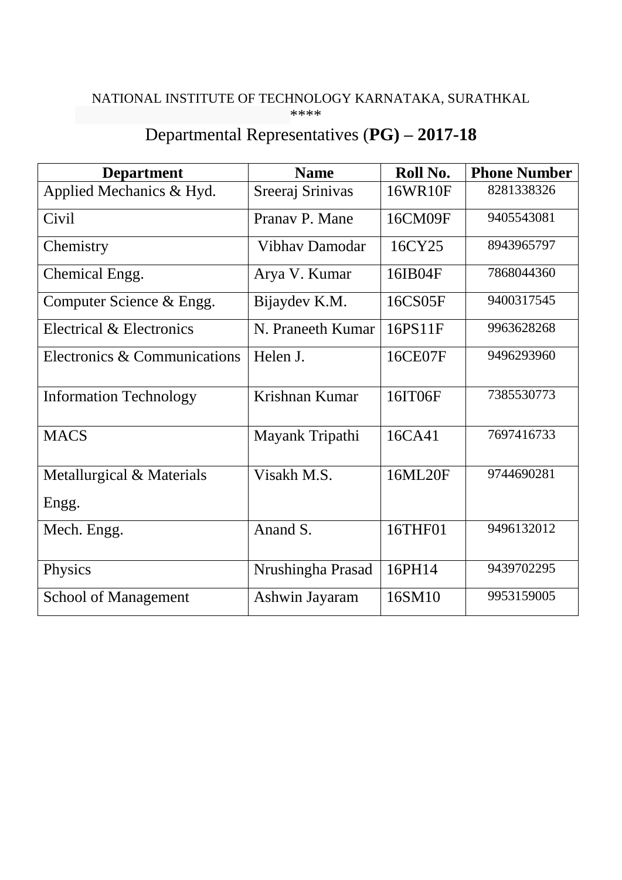NATIONAL INSTITUTE OF TECHNOLOGY KARNATAKA, SURATHKAL

****

# Departmental Representatives (**PG) – 2017-18**

| Department | Name | Roll No. | Phone Number |
|---|---|---|---|
| Applied Mechanics & Hyd. | Sreeraj Srinivas | 16WR10F | 8281338326 |
| Civil | Pranav P. Mane | 16CM09F | 9405543081 |
| Chemistry | Vibhav Damodar | 16CY25 | 8943965797 |
| Chemical Engg. | Arya V. Kumar | 16IB04F | 7868044360 |
| Computer Science & Engg. | Bijaydev K.M. | 16CS05F | 9400317545 |
| Electrical & Electronics | N. Praneeth Kumar | 16PS11F | 9963628268 |
| Electronics & Communications | Helen J. | 16CE07F | 9496293960 |
| Information Technology | Krishnan Kumar | 16IT06F | 7385530773 |
| MACS | Mayank Tripathi | 16CA41 | 7697416733 |
| Metallurgical & Materials Engg. | Visakh M.S. | 16ML20F | 9744690281 |
| Mech. Engg. | Anand S. | 16THF01 | 9496132012 |
| Physics | Nrushingha Prasad | 16PH14 | 9439702295 |
| School of Management | Ashwin Jayaram | 16SM10 | 9953159005 |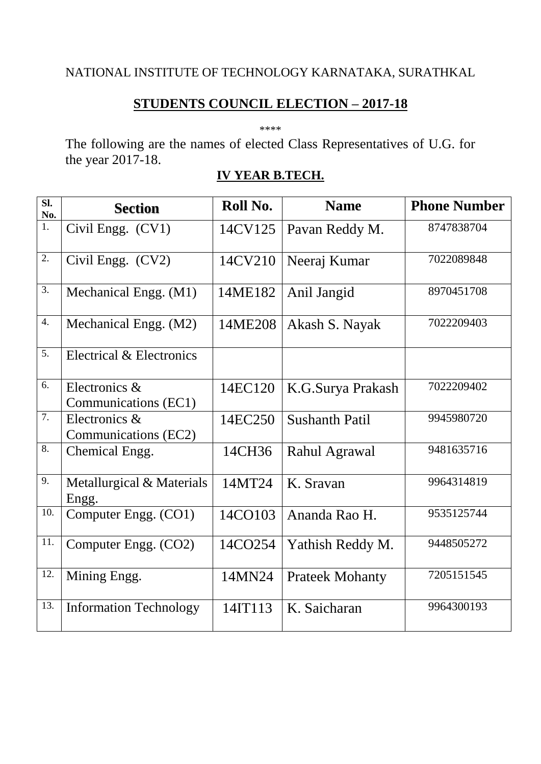NATIONAL INSTITUTE OF TECHNOLOGY KARNATAKA, SURATHKAL

## STUDENTS COUNCIL ELECTION – 2017-18

****

The following are the names of elected Class Representatives of U.G. for the year 2017-18.

### IV YEAR B.TECH.

| Sl. No. | Section | Roll No. | Name | Phone Number |
|---|---|---|---|---|
| 1. | Civil Engg. (CV1) | 14CV125 | Pavan Reddy M. | 8747838704 |
| 2. | Civil Engg. (CV2) | 14CV210 | Neeraj Kumar | 7022089848 |
| 3. | Mechanical Engg. (M1) | 14ME182 | Anil Jangid | 8970451708 |
| 4. | Mechanical Engg. (M2) | 14ME208 | Akash S. Nayak | 7022209403 |
| 5. | Electrical & Electronics | | | |
| 6. | Electronics & Communications (EC1) | 14EC120 | K.G.Surya Prakash | 7022209402 |
| 7. | Electronics & Communications (EC2) | 14EC250 | Sushanth Patil | 9945980720 |
| 8. | Chemical Engg. | 14CH36 | Rahul Agrawal | 9481635716 |
| 9. | Metallurgical & Materials Engg. | 14MT24 | K. Sravan | 9964314819 |
| 10. | Computer Engg. (CO1) | 14CO103 | Ananda Rao H. | 9535125744 |
| 11. | Computer Engg. (CO2) | 14CO254 | Yathish Reddy M. | 9448505272 |
| 12. | Mining Engg. | 14MN24 | Prateek Mohanty | 7205151545 |
| 13. | Information Technology | 14IT113 | K. Saicharan | 9964300193 |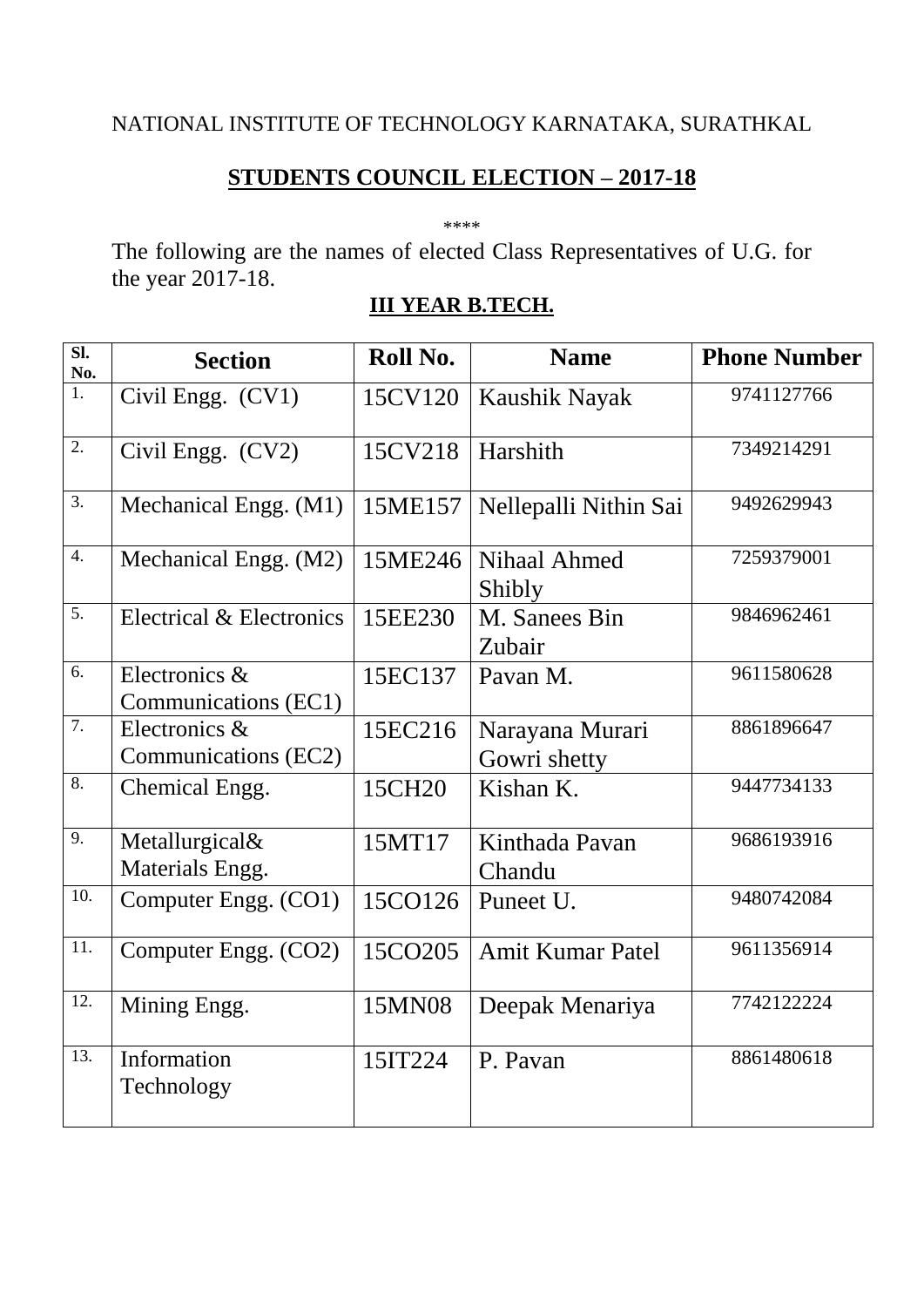NATIONAL INSTITUTE OF TECHNOLOGY KARNATAKA, SURATHKAL

## STUDENTS COUNCIL ELECTION – 2017-18

\*\*\*\*

The following are the names of elected Class Representatives of U.G. for the year 2017-18.

### III YEAR B.TECH.

| Sl. No. | Section | Roll No. | Name | Phone Number |
|---|---|---|---|---|
| 1. | Civil Engg. (CV1) | 15CV120 | Kaushik Nayak | 9741127766 |
| 2. | Civil Engg. (CV2) | 15CV218 | Harshith | 7349214291 |
| 3. | Mechanical Engg. (M1) | 15ME157 | Nellepalli Nithin Sai | 9492629943 |
| 4. | Mechanical Engg. (M2) | 15ME246 | Nihaal Ahmed Shibly | 7259379001 |
| 5. | Electrical & Electronics | 15EE230 | M. Sanees Bin Zubair | 9846962461 |
| 6. | Electronics & Communications (EC1) | 15EC137 | Pavan M. | 9611580628 |
| 7. | Electronics & Communications (EC2) | 15EC216 | Narayana Murari Gowri shetty | 8861896647 |
| 8. | Chemical Engg. | 15CH20 | Kishan K. | 9447734133 |
| 9. | Metallurgical& Materials Engg. | 15MT17 | Kinthada Pavan Chandu | 9686193916 |
| 10. | Computer Engg. (CO1) | 15CO126 | Puneet U. | 9480742084 |
| 11. | Computer Engg. (CO2) | 15CO205 | Amit Kumar Patel | 9611356914 |
| 12. | Mining Engg. | 15MN08 | Deepak Menariya | 7742122224 |
| 13. | Information Technology | 15IT224 | P. Pavan | 8861480618 |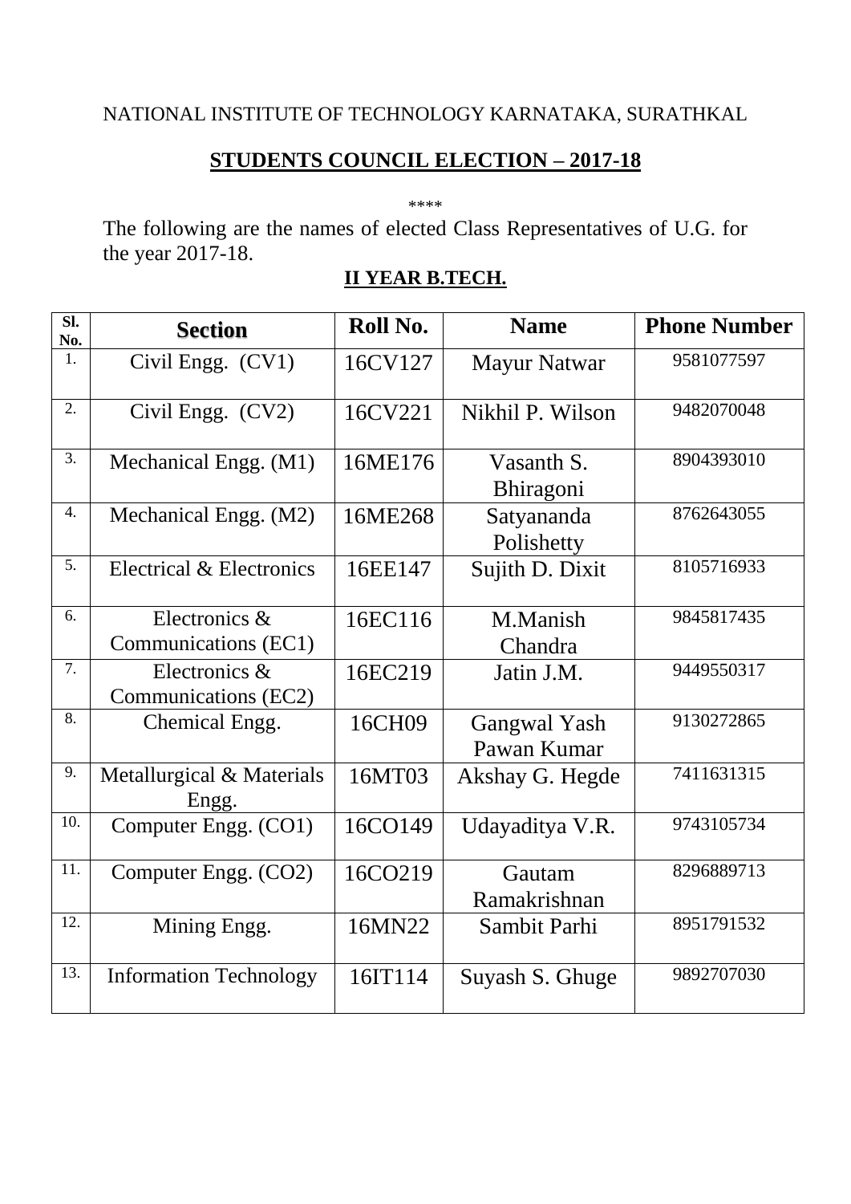NATIONAL INSTITUTE OF TECHNOLOGY KARNATAKA, SURATHKAL

## STUDENTS COUNCIL ELECTION – 2017-18

****

The following are the names of elected Class Representatives of U.G. for the year 2017-18.

### II YEAR B.TECH.

| Sl. No. | Section | Roll No. | Name | Phone Number |
|---|---|---|---|---|
| 1. | Civil Engg. (CV1) | 16CV127 | Mayur Natwar | 9581077597 |
| 2. | Civil Engg. (CV2) | 16CV221 | Nikhil P. Wilson | 9482070048 |
| 3. | Mechanical Engg. (M1) | 16ME176 | Vasanth S. Bhiragoni | 8904393010 |
| 4. | Mechanical Engg. (M2) | 16ME268 | Satyananda Polishetty | 8762643055 |
| 5. | Electrical & Electronics | 16EE147 | Sujith D. Dixit | 8105716933 |
| 6. | Electronics & Communications (EC1) | 16EC116 | M.Manish Chandra | 9845817435 |
| 7. | Electronics & Communications (EC2) | 16EC219 | Jatin J.M. | 9449550317 |
| 8. | Chemical Engg. | 16CH09 | Gangwal Yash Pawan Kumar | 9130272865 |
| 9. | Metallurgical & Materials Engg. | 16MT03 | Akshay G. Hegde | 7411631315 |
| 10. | Computer Engg. (CO1) | 16CO149 | Udayaditya V.R. | 9743105734 |
| 11. | Computer Engg. (CO2) | 16CO219 | Gautam Ramakrishnan | 8296889713 |
| 12. | Mining Engg. | 16MN22 | Sambit Parhi | 8951791532 |
| 13. | Information Technology | 16IT114 | Suyash S. Ghuge | 9892707030 |